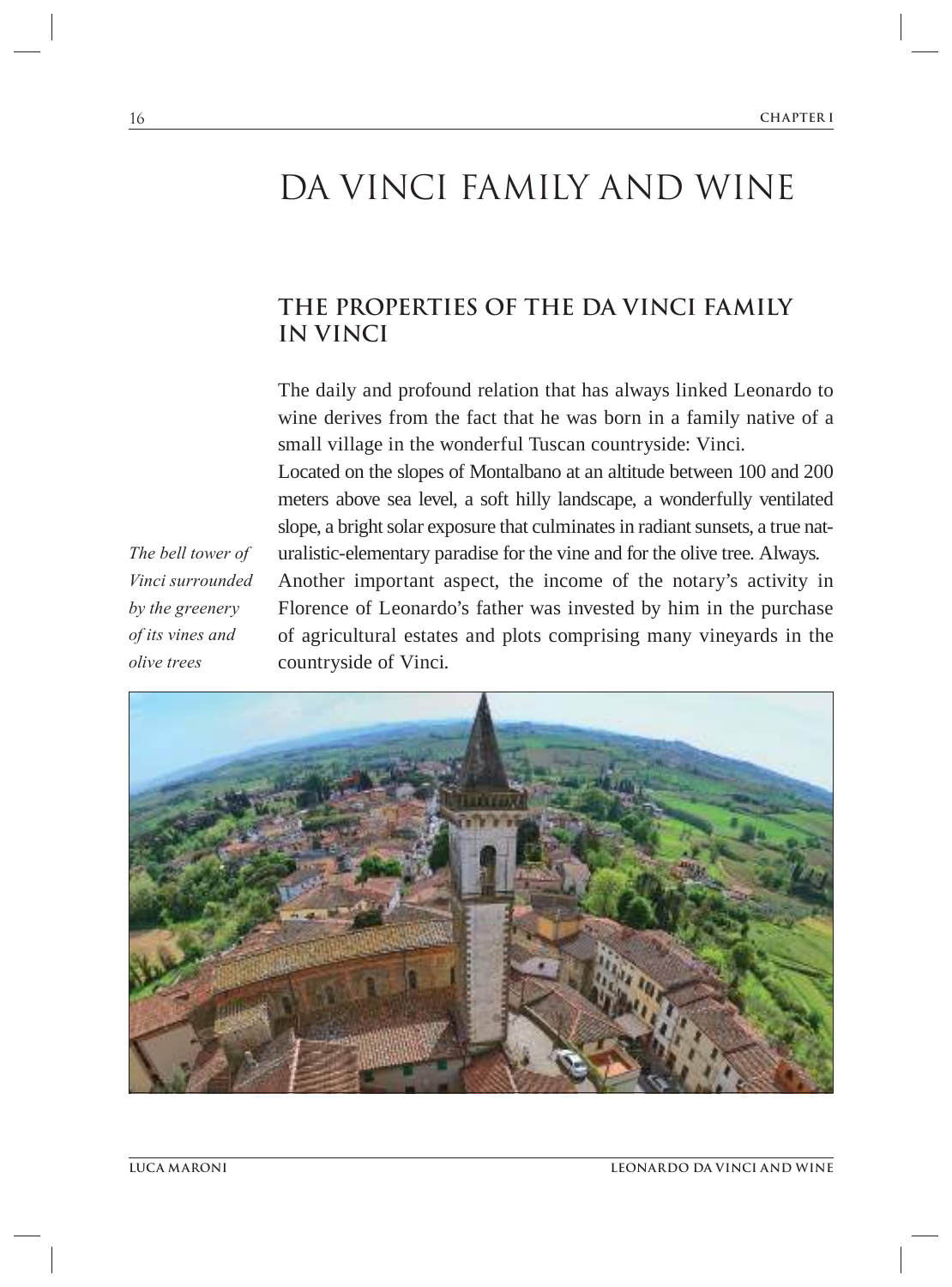# DA VINCI FAMILY AND WINE

## THE PROPERTIES OF THE DA VINCI FAMILY IN VINCI

The daily and profound relation that has always linked Leonardo to wine derives from the fact that he was born in a family native of a small village in the wonderful Tuscan countryside: Vinci.

Located on the slopes of Montalbano at an altitude between 100 and 200 meters above sea level, a soft hilly landscape, a wonderfully ventilated slope, a bright solar exposure that culminates in radiant sunsets, a true naturalistic-elementary paradise for the vine and for the olive tree. Always.

Another important aspect, the income of the notary's activity in Florence of Leonardo's father was invested by him in the purchase of agricultural estates and plots comprising many vineyards in the countryside of Vinci.

*The bell tower of Vinci surrounded by the greenery of its vines and olive trees*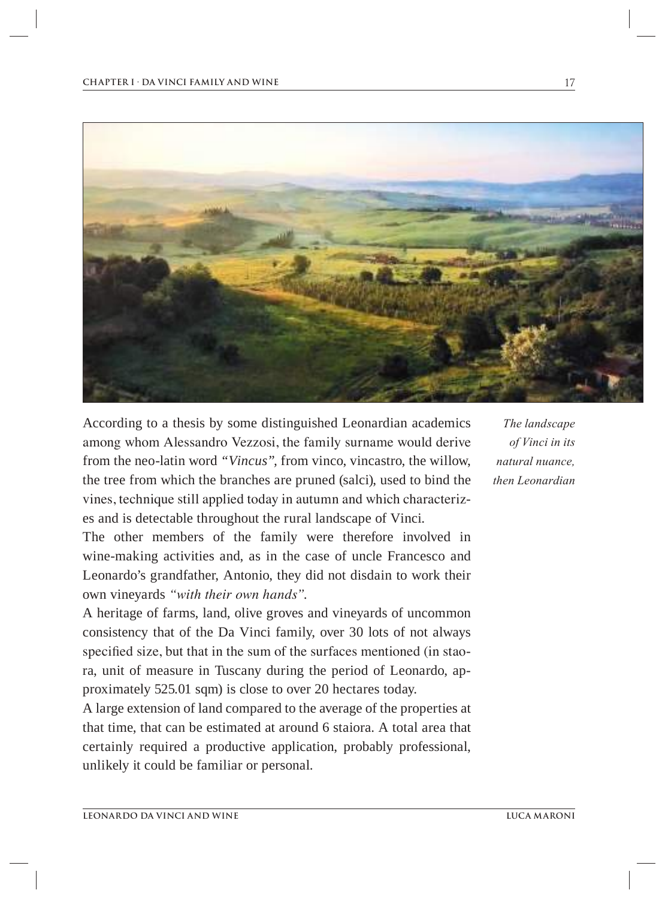According to a thesis by some distinguished Leonardian academics among whom Alessandro Vezzosi, the family surname would derive from the neo-latin word *"Vincus"*, from vinco, vincastro, the willow, the tree from which the branches are pruned (salci), used to bind the vines, technique still applied today in autumn and which characterizes and is detectable throughout the rural landscape of Vinci.

*The landscape of Vinci in its natural nuance, then Leonardian*

The other members of the family were therefore involved in wine-making activities and, as in the case of uncle Francesco and Leonardo's grandfather, Antonio, they did not disdain to work their own vineyards *"with their own hands"*.

A heritage of farms, land, olive groves and vineyards of uncommon consistency that of the Da Vinci family, over 30 lots of not always specified size, but that in the sum of the surfaces mentioned (in staora, unit of measure in Tuscany during the period of Leonardo, approximately 525.01 sqm) is close to over 20 hectares today.

A large extension of land compared to the average of the properties at that time, that can be estimated at around 6 staiora. A total area that certainly required a productive application, probably professional, unlikely it could be familiar or personal.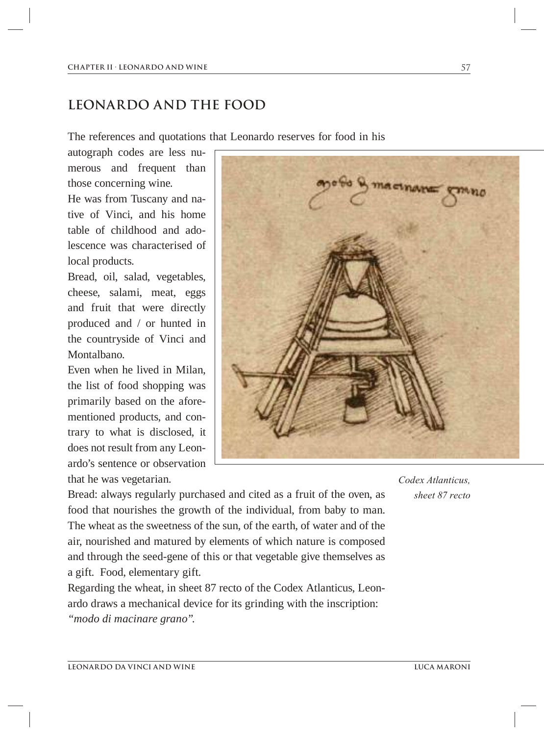## LEONARDO AND THE FOOD

The references and quotations that Leonardo reserves for food in his autograph codes are less numerous and frequent than those concerning wine.

He was from Tuscany and native of Vinci, and his home table of childhood and adolescence was characterised of local products.

Bread, oil, salad, vegetables, cheese, salami, meat, eggs and fruit that were directly produced and / or hunted in the countryside of Vinci and Montalbano.

Even when he lived in Milan, the list of food shopping was primarily based on the aforementioned products, and contrary to what is disclosed, it does not result from any Leonardo's sentence or observation that he was vegetarian.

*Codex Atlanticus, sheet 87 recto*

Bread: always regularly purchased and cited as a fruit of the oven, as food that nourishes the growth of the individual, from baby to man. The wheat as the sweetness of the sun, of the earth, of water and of the air, nourished and matured by elements of which nature is composed and through the seed-gene of this or that vegetable give themselves as a gift. Food, elementary gift.

Regarding the wheat, in sheet 87 recto of the Codex Atlanticus, Leonardo draws a mechanical device for its grinding with the inscription: *"modo di macinare grano".*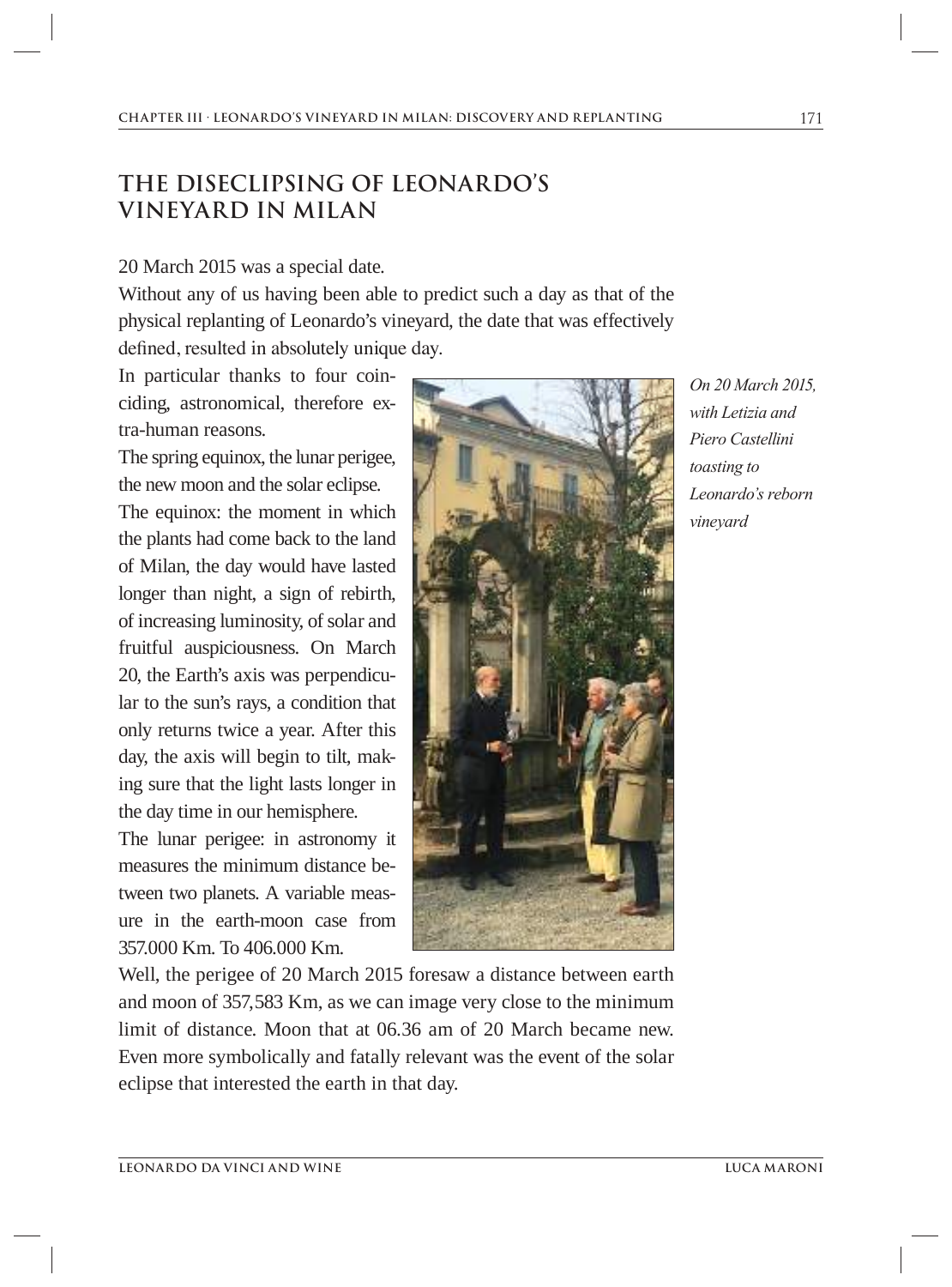## THE DISECLIPSING OF LEONARDO'S VINEYARD IN MILAN

20 March 2015 was a special date.
Without any of us having been able to predict such a day as that of the physical replanting of Leonardo's vineyard, the date that was effectively defined, resulted in absolutely unique day.
In particular thanks to four coinciding, astronomical, therefore extra-human reasons.
The spring equinox, the lunar perigee, the new moon and the solar eclipse.
The equinox: the moment in which the plants had come back to the land of Milan, the day would have lasted longer than night, a sign of rebirth, of increasing luminosity, of solar and fruitful auspiciousness. On March 20, the Earth's axis was perpendicular to the sun's rays, a condition that only returns twice a year. After this day, the axis will begin to tilt, making sure that the light lasts longer in the day time in our hemisphere.
The lunar perigee: in astronomy it measures the minimum distance between two planets. A variable measure in the earth-moon case from 357.000 Km. To 406.000 Km.

*On 20 March 2015, with Letizia and Piero Castellini toasting to Leonardo's reborn vineyard*

Well, the perigee of 20 March 2015 foresaw a distance between earth and moon of 357,583 Km, as we can image very close to the minimum limit of distance. Moon that at 06.36 am of 20 March became new. Even more symbolically and fatally relevant was the event of the solar eclipse that interested the earth in that day.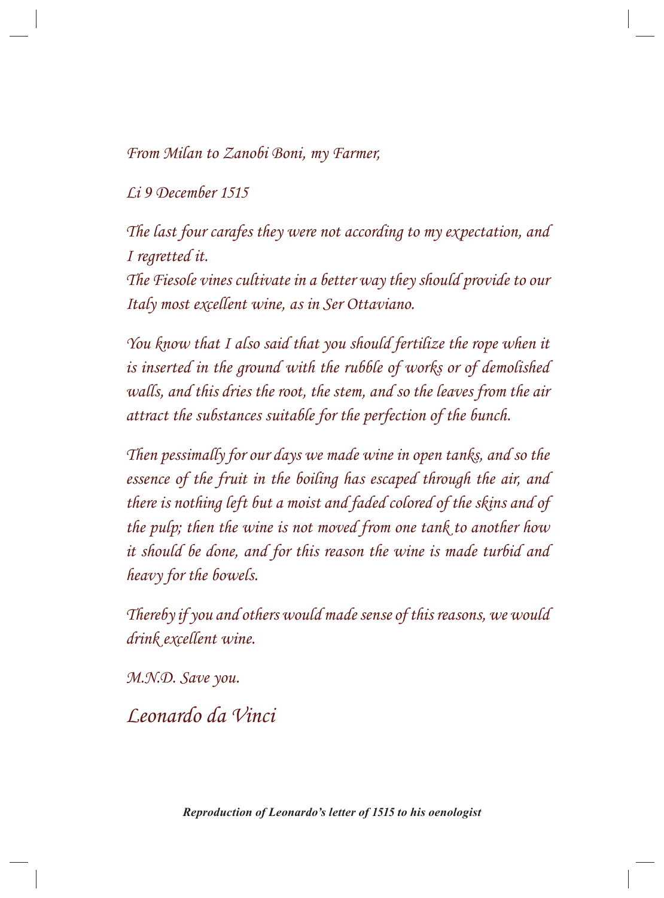*From Milan to Zanobi Boni, my Farmer,*

*Li 9 December 1515*

*The last four carafes they were not according to my expectation, and I regretted it.*
*The Fiesole vines cultivate in a better way they should provide to our Italy most excellent wine, as in Ser Ottaviano.*

*You know that I also said that you should fertilize the rope when it is inserted in the ground with the rubble of works or of demolished walls, and this dries the root, the stem, and so the leaves from the air attract the substances suitable for the perfection of the bunch.*

*Then pessimally for our days we made wine in open tanks, and so the essence of the fruit in the boiling has escaped through the air, and there is nothing left but a moist and faded colored of the skins and of the pulp; then the wine is not moved from one tank to another how it should be done, and for this reason the wine is made turbid and heavy for the bowels.*

*Thereby if you and others would made sense of this reasons, we would drink excellent wine.*

*M.N.D. Save you.*

*Leonardo da Vinci*

***Reproduction of Leonardo's letter of 1515 to his oenologist***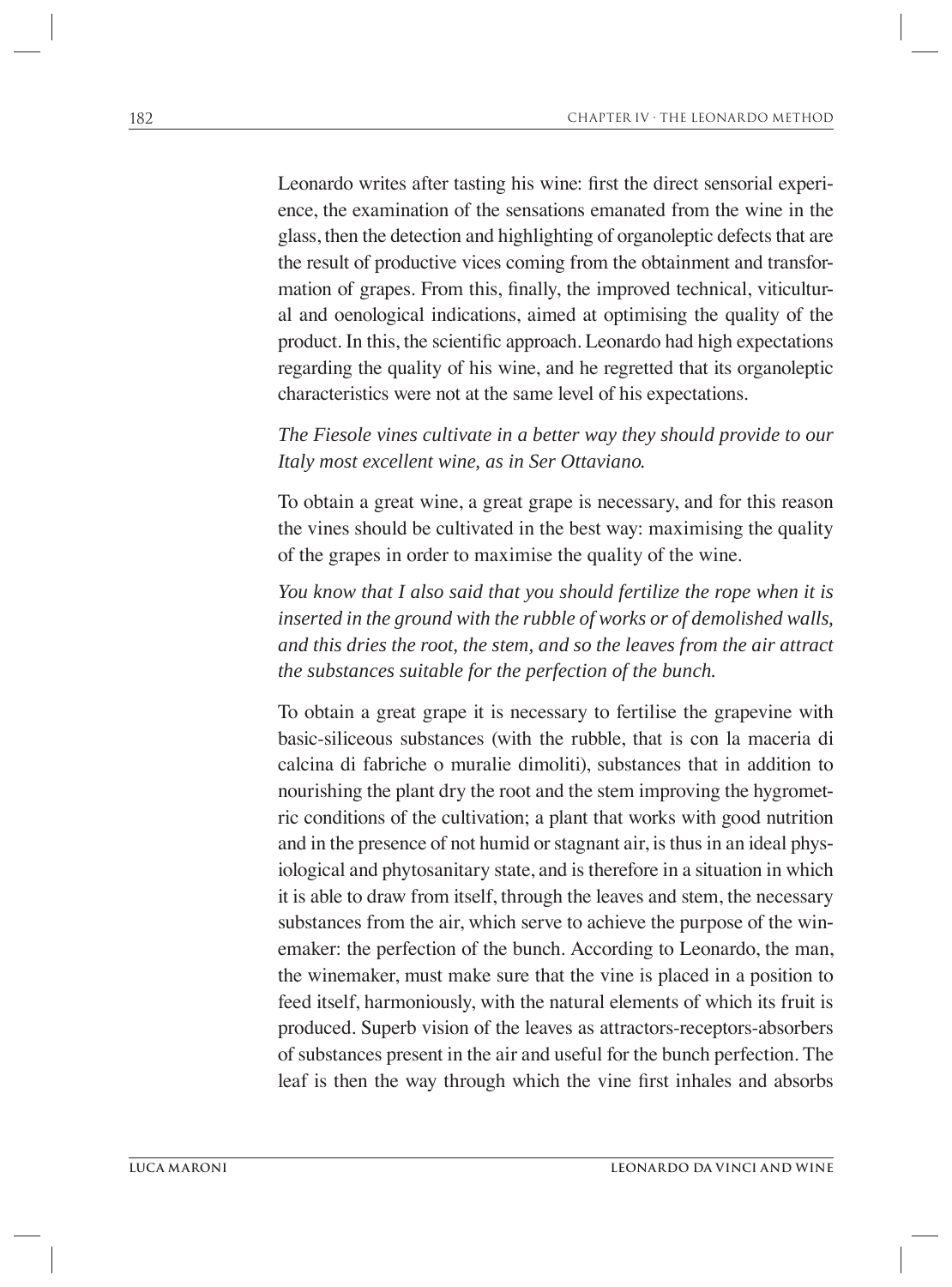Leonardo writes after tasting his wine: first the direct sensorial experience, the examination of the sensations emanated from the wine in the glass, then the detection and highlighting of organoleptic defects that are the result of productive vices coming from the obtainment and transformation of grapes. From this, finally, the improved technical, viticultural and oenological indications, aimed at optimising the quality of the product. In this, the scientific approach. Leonardo had high expectations regarding the quality of his wine, and he regretted that its organoleptic characteristics were not at the same level of his expectations.

*The Fiesole vines cultivate in a better way they should provide to our Italy most excellent wine, as in Ser Ottaviano.*

To obtain a great wine, a great grape is necessary, and for this reason the vines should be cultivated in the best way: maximising the quality of the grapes in order to maximise the quality of the wine.

*You know that I also said that you should fertilize the rope when it is inserted in the ground with the rubble of works or of demolished walls, and this dries the root, the stem, and so the leaves from the air attract the substances suitable for the perfection of the bunch.*

To obtain a great grape it is necessary to fertilise the grapevine with basic-siliceous substances (with the rubble, that is con la maceria di calcina di fabriche o muralie dimoliti), substances that in addition to nourishing the plant dry the root and the stem improving the hygrometric conditions of the cultivation; a plant that works with good nutrition and in the presence of not humid or stagnant air, is thus in an ideal physiological and phytosanitary state, and is therefore in a situation in which it is able to draw from itself, through the leaves and stem, the necessary substances from the air, which serve to achieve the purpose of the winemaker: the perfection of the bunch. According to Leonardo, the man, the winemaker, must make sure that the vine is placed in a position to feed itself, harmoniously, with the natural elements of which its fruit is produced. Superb vision of the leaves as attractors-receptors-absorbers of substances present in the air and useful for the bunch perfection. The leaf is then the way through which the vine first inhales and absorbs